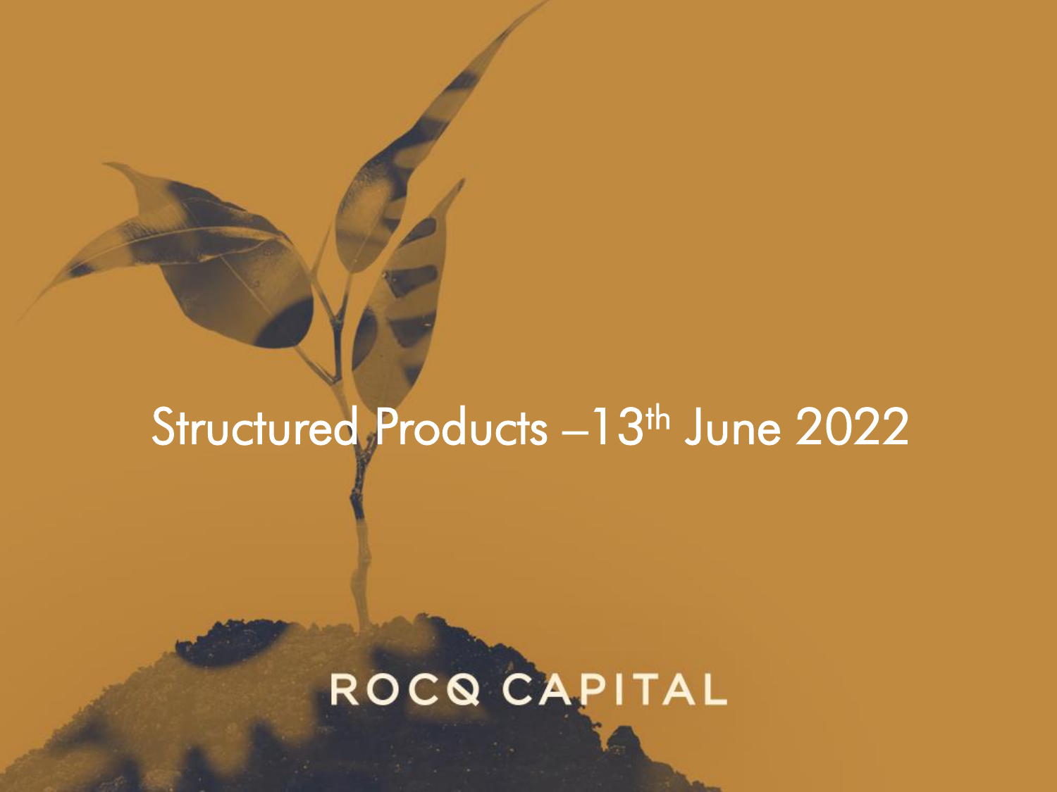# Structured Products – 13th June 2022

ROCQ CAPITAL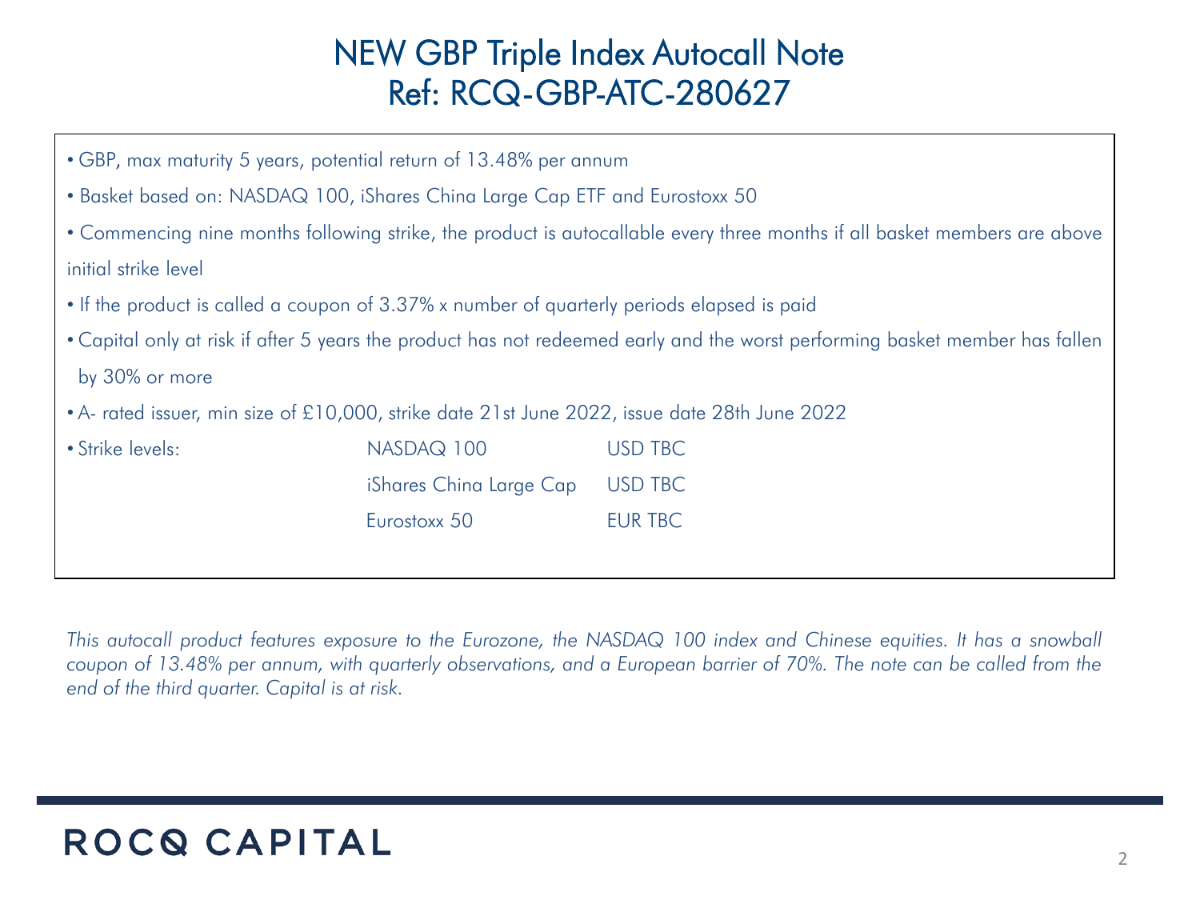# NEW GBP Triple Index Autocall Note
# Ref: RCQ-GBP-ATC-280627

- GBP, max maturity 5 years, potential return of 13.48% per annum
- Basket based on: NASDAQ 100, iShares China Large Cap ETF and Eurostoxx 50
- Commencing nine months following strike, the product is autocallable every three months if all basket members are above initial strike level
- If the product is called a coupon of 3.37% x number of quarterly periods elapsed is paid
- Capital only at risk if after 5 years the product has not redeemed early and the worst performing basket member has fallen by 30% or more
- A- rated issuer, min size of £10,000, strike date 21st June 2022, issue date 28th June 2022
- Strike levels:

| | | |
|---|---|---|
| Strike levels: | NASDAQ 100 | USD TBC |
| | iShares China Large Cap | USD TBC |
| | Eurostoxx 50 | EUR TBC |

*This autocall product features exposure to the Eurozone, the NASDAQ 100 index and Chinese equities. It has a snowball coupon of 13.48% per annum, with quarterly observations, and a European barrier of 70%. The note can be called from the end of the third quarter. Capital is at risk.*

ROCQ CAPITAL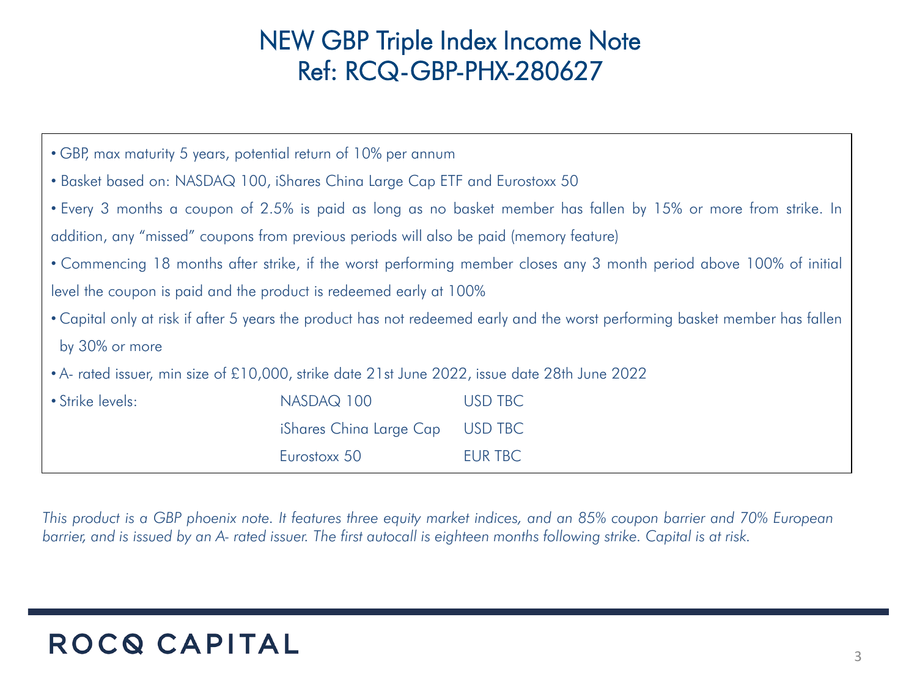# NEW GBP Triple Index Income Note
# Ref: RCQ-GBP-PHX-280627

- GBP, max maturity 5 years, potential return of 10% per annum
- Basket based on: NASDAQ 100, iShares China Large Cap ETF and Eurostoxx 50
- Every 3 months a coupon of 2.5% is paid as long as no basket member has fallen by 15% or more from strike. In addition, any "missed" coupons from previous periods will also be paid (memory feature)
- Commencing 18 months after strike, if the worst performing member closes any 3 month period above 100% of initial level the coupon is paid and the product is redeemed early at 100%
- Capital only at risk if after 5 years the product has not redeemed early and the worst performing basket member has fallen by 30% or more
- A- rated issuer, min size of £10,000, strike date 21st June 2022, issue date 28th June 2022
- Strike levels:

| | | |
|---|---|---|
| Strike levels: | NASDAQ 100 | USD TBC |
| | iShares China Large Cap | USD TBC |
| | Eurostoxx 50 | EUR TBC |

*This product is a GBP phoenix note. It features three equity market indices, and an 85% coupon barrier and 70% European barrier, and is issued by an A- rated issuer. The first autocall is eighteen months following strike. Capital is at risk.*

ROCQ CAPITAL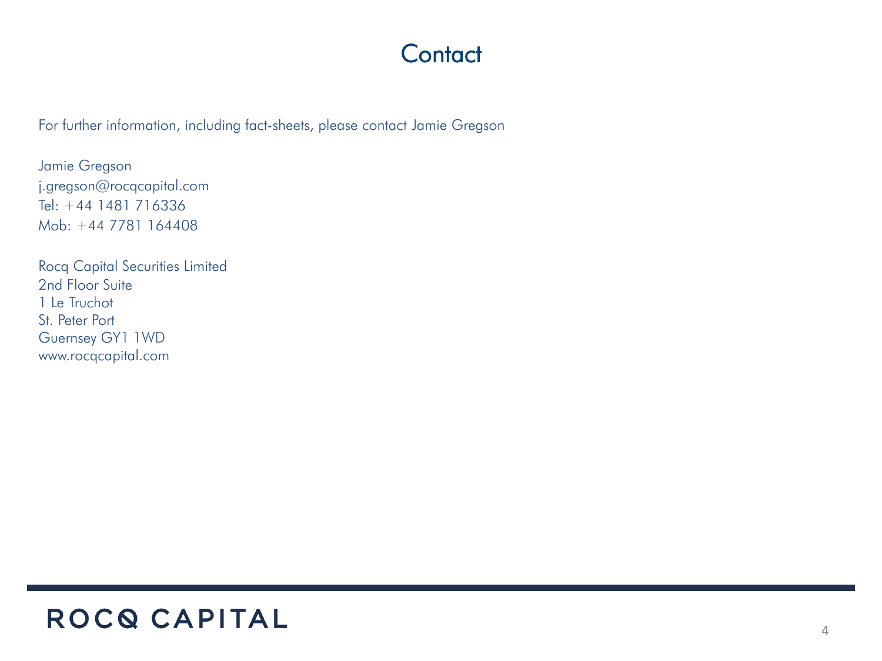# Contact

For further information, including fact-sheets, please contact Jamie Gregson

Jamie Gregson
j.gregson@rocqcapital.com
Tel: +44 1481 716336
Mob: +44 7781 164408

Rocq Capital Securities Limited
2nd Floor Suite
1 Le Truchot
St. Peter Port
Guernsey GY1 1WD
www.rocqcapital.com

ROCQ CAPITAL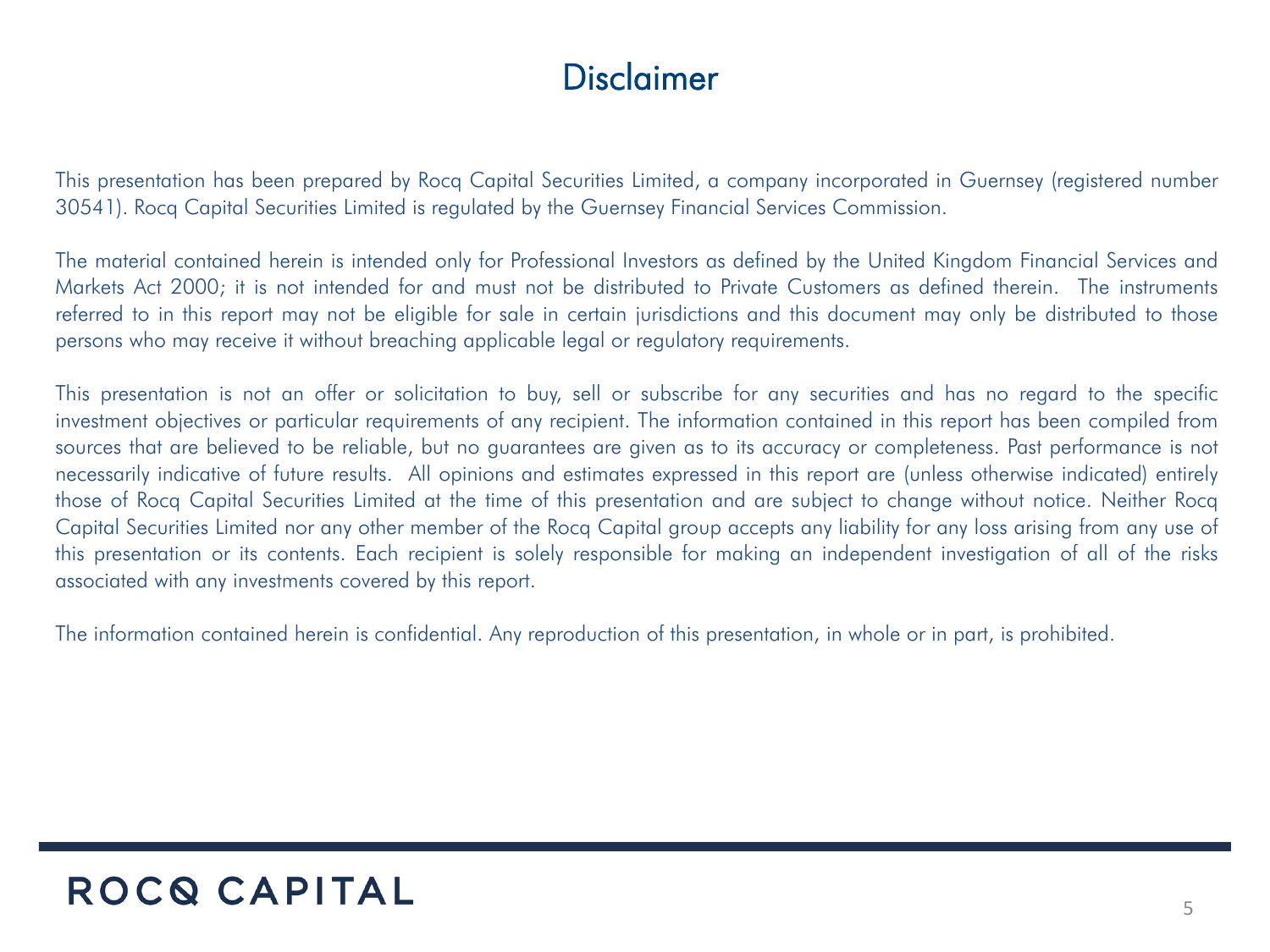# Disclaimer

This presentation has been prepared by Rocq Capital Securities Limited, a company incorporated in Guernsey (registered number 30541). Rocq Capital Securities Limited is regulated by the Guernsey Financial Services Commission.

The material contained herein is intended only for Professional Investors as defined by the United Kingdom Financial Services and Markets Act 2000; it is not intended for and must not be distributed to Private Customers as defined therein. The instruments referred to in this report may not be eligible for sale in certain jurisdictions and this document may only be distributed to those persons who may receive it without breaching applicable legal or regulatory requirements.

This presentation is not an offer or solicitation to buy, sell or subscribe for any securities and has no regard to the specific investment objectives or particular requirements of any recipient. The information contained in this report has been compiled from sources that are believed to be reliable, but no guarantees are given as to its accuracy or completeness. Past performance is not necessarily indicative of future results. All opinions and estimates expressed in this report are (unless otherwise indicated) entirely those of Rocq Capital Securities Limited at the time of this presentation and are subject to change without notice. Neither Rocq Capital Securities Limited nor any other member of the Rocq Capital group accepts any liability for any loss arising from any use of this presentation or its contents. Each recipient is solely responsible for making an independent investigation of all of the risks associated with any investments covered by this report.

The information contained herein is confidential. Any reproduction of this presentation, in whole or in part, is prohibited.

ROCQ CAPITAL